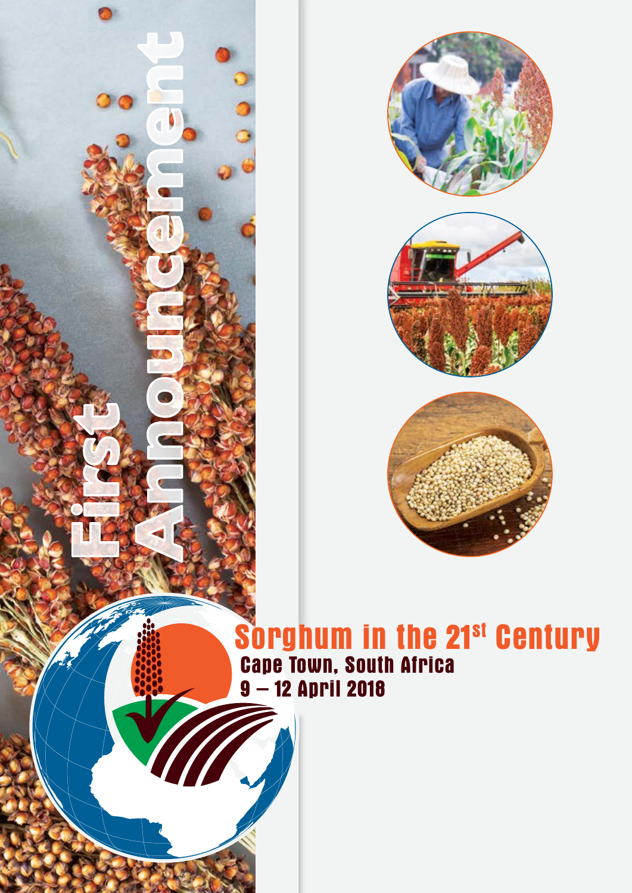First Announcement

# Sorghum in the 21st Century

## Cape Town, South Africa

## 9 – 12 April 2018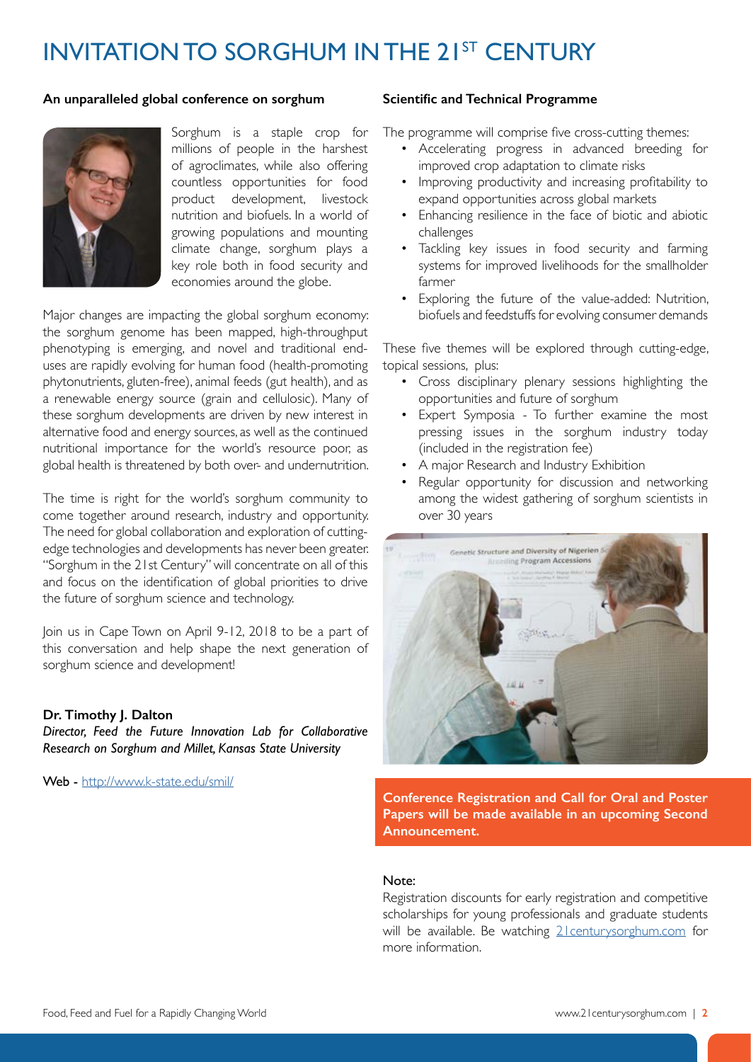# INVITATION TO SORGHUM IN THE 21ST CENTURY

### An unparalleled global conference on sorghum

Sorghum is a staple crop for millions of people in the harshest of agroclimates, while also offering countless opportunities for food product development, livestock nutrition and biofuels. In a world of growing populations and mounting climate change, sorghum plays a key role both in food security and economies around the globe.

Major changes are impacting the global sorghum economy: the sorghum genome has been mapped, high-throughput phenotyping is emerging, and novel and traditional end-uses are rapidly evolving for human food (health-promoting phytonutrients, gluten-free), animal feeds (gut health), and as a renewable energy source (grain and cellulosic). Many of these sorghum developments are driven by new interest in alternative food and energy sources, as well as the continued nutritional importance for the world's resource poor, as global health is threatened by both over- and undernutrition.

The time is right for the world's sorghum community to come together around research, industry and opportunity. The need for global collaboration and exploration of cutting-edge technologies and developments has never been greater. "Sorghum in the 21st Century" will concentrate on all of this and focus on the identification of global priorities to drive the future of sorghum science and technology.

Join us in Cape Town on April 9-12, 2018 to be a part of this conversation and help shape the next generation of sorghum science and development!

**Dr. Timothy J. Dalton**
*Director, Feed the Future Innovation Lab for Collaborative Research on Sorghum and Millet, Kansas State University*

**Web -** http://www.k-state.edu/smil/

### Scientific and Technical Programme

The programme will comprise five cross-cutting themes:

- Accelerating progress in advanced breeding for improved crop adaptation to climate risks
- Improving productivity and increasing profitability to expand opportunities across global markets
- Enhancing resilience in the face of biotic and abiotic challenges
- Tackling key issues in food security and farming systems for improved livelihoods for the smallholder farmer
- Exploring the future of the value-added: Nutrition, biofuels and feedstuffs for evolving consumer demands

These five themes will be explored through cutting-edge, topical sessions, plus:

- Cross disciplinary plenary sessions highlighting the opportunities and future of sorghum
- Expert Symposia - To further examine the most pressing issues in the sorghum industry today (included in the registration fee)
- A major Research and Industry Exhibition
- Regular opportunity for discussion and networking among the widest gathering of sorghum scientists in over 30 years

**Conference Registration and Call for Oral and Poster Papers will be made available in an upcoming Second Announcement.**

**Note:**

Registration discounts for early registration and competitive scholarships for young professionals and graduate students will be available. Be watching 21centurysorghum.com for more information.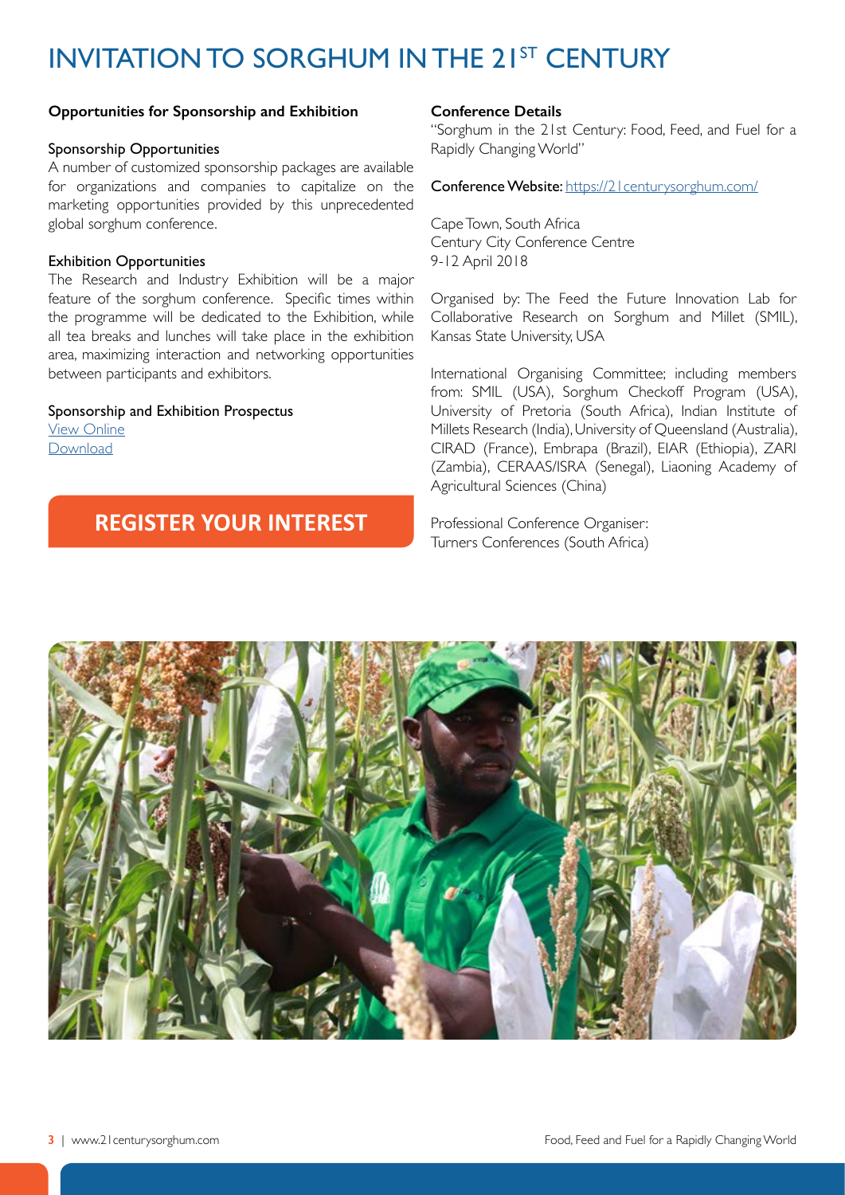# INVITATION TO SORGHUM IN THE 21ST CENTURY

**Opportunities for Sponsorship and Exhibition**

Sponsorship Opportunities

A number of customized sponsorship packages are available for organizations and companies to capitalize on the marketing opportunities provided by this unprecedented global sorghum conference.

Exhibition Opportunities

The Research and Industry Exhibition will be a major feature of the sorghum conference. Specific times within the programme will be dedicated to the Exhibition, while all tea breaks and lunches will take place in the exhibition area, maximizing interaction and networking opportunities between participants and exhibitors.

Sponsorship and Exhibition Prospectus

View Online

Download

**REGISTER YOUR INTEREST**

**Conference Details**

"Sorghum in the 21st Century: Food, Feed, and Fuel for a Rapidly Changing World"

**Conference Website:** https://21centurysorghum.com/

Cape Town, South Africa
Century City Conference Centre
9-12 April 2018

Organised by: The Feed the Future Innovation Lab for Collaborative Research on Sorghum and Millet (SMIL), Kansas State University, USA

International Organising Committee; including members from: SMIL (USA), Sorghum Checkoff Program (USA), University of Pretoria (South Africa), Indian Institute of Millets Research (India), University of Queensland (Australia), CIRAD (France), Embrapa (Brazil), EIAR (Ethiopia), ZARI (Zambia), CERAAS/ISRA (Senegal), Liaoning Academy of Agricultural Sciences (China)

Professional Conference Organiser:
Turners Conferences (South Africa)